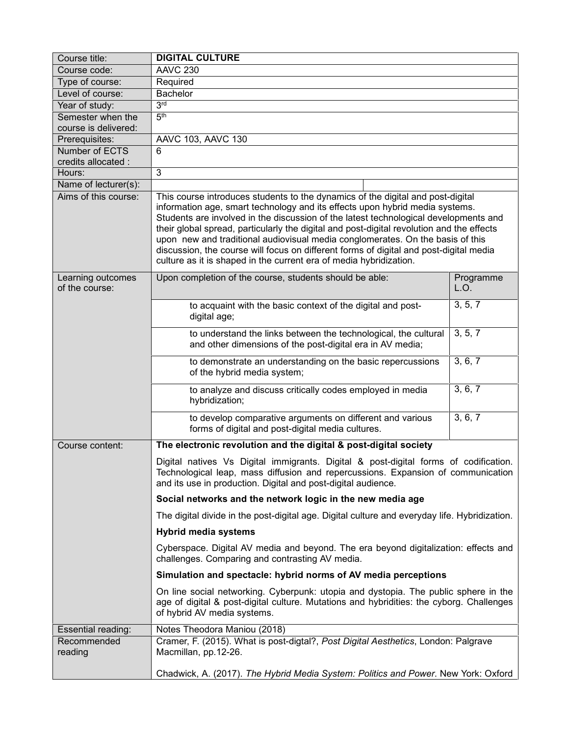| Course title: | **DIGITAL CULTURE** | |
|---|---|---|
| Course code: | AAVC 230 | |
| Type of course: | Required | |
| Level of course: | Bachelor | |
| Year of study: | 3rd | |
| Semester when the course is delivered: | 5th | |
| Prerequisites: | AAVC 103, AAVC 130 | |
| Number of ECTS credits allocated : | 6 | |
| Hours: | 3 | |
| Name of lecturer(s): | | |
| Aims of this course: | This course introduces students to the dynamics of the digital and post-digital information age, smart technology and its effects upon hybrid media systems. Students are involved in the discussion of the latest technological developments and their global spread, particularly the digital and post-digital revolution and the effects upon new and traditional audiovisual media conglomerates. On the basis of this discussion, the course will focus on different forms of digital and post-digital media culture as it is shaped in the current era of media hybridization. | |
| Learning outcomes of the course: | Upon completion of the course, students should be able: | Programme L.O. |
| | to acquaint with the basic context of the digital and post-digital age; | 3, 5, 7 |
| | to understand the links between the technological, the cultural and other dimensions of the post-digital era in AV media; | 3, 5, 7 |
| | to demonstrate an understanding on the basic repercussions of the hybrid media system; | 3, 6, 7 |
| | to analyze and discuss critically codes employed in media hybridization; | 3, 6, 7 |
| | to develop comparative arguments on different and various forms of digital and post-digital media cultures. | 3, 6, 7 |
| Course content: | **The electronic revolution and the digital & post-digital society** | |
| | Digital natives Vs Digital immigrants. Digital & post-digital forms of codification. Technological leap, mass diffusion and repercussions. Expansion of communication and its use in production. Digital and post-digital audience. | |
| | **Social networks and the network logic in the new media age** | |
| | The digital divide in the post-digital age. Digital culture and everyday life. Hybridization. | |
| | **Hybrid media systems** | |
| | Cyberspace. Digital AV media and beyond. The era beyond digitalization: effects and challenges. Comparing and contrasting AV media. | |
| | **Simulation and spectacle: hybrid norms of AV media perceptions** | |
| | On line social networking. Cyberpunk: utopia and dystopia. The public sphere in the age of digital & post-digital culture. Mutations and hybridities: the cyborg. Challenges of hybrid AV media systems. | |
| Essential reading: | Notes Theodora Maniou (2018) | |
| Recommended reading | Cramer, F. (2015). What is post-digtal?, *Post Digital Aesthetics*, London: Palgrave Macmillan, pp.12-26.<br><br>Chadwick, A. (2017). *The Hybrid Media System: Politics and Power*. New York: Oxford | |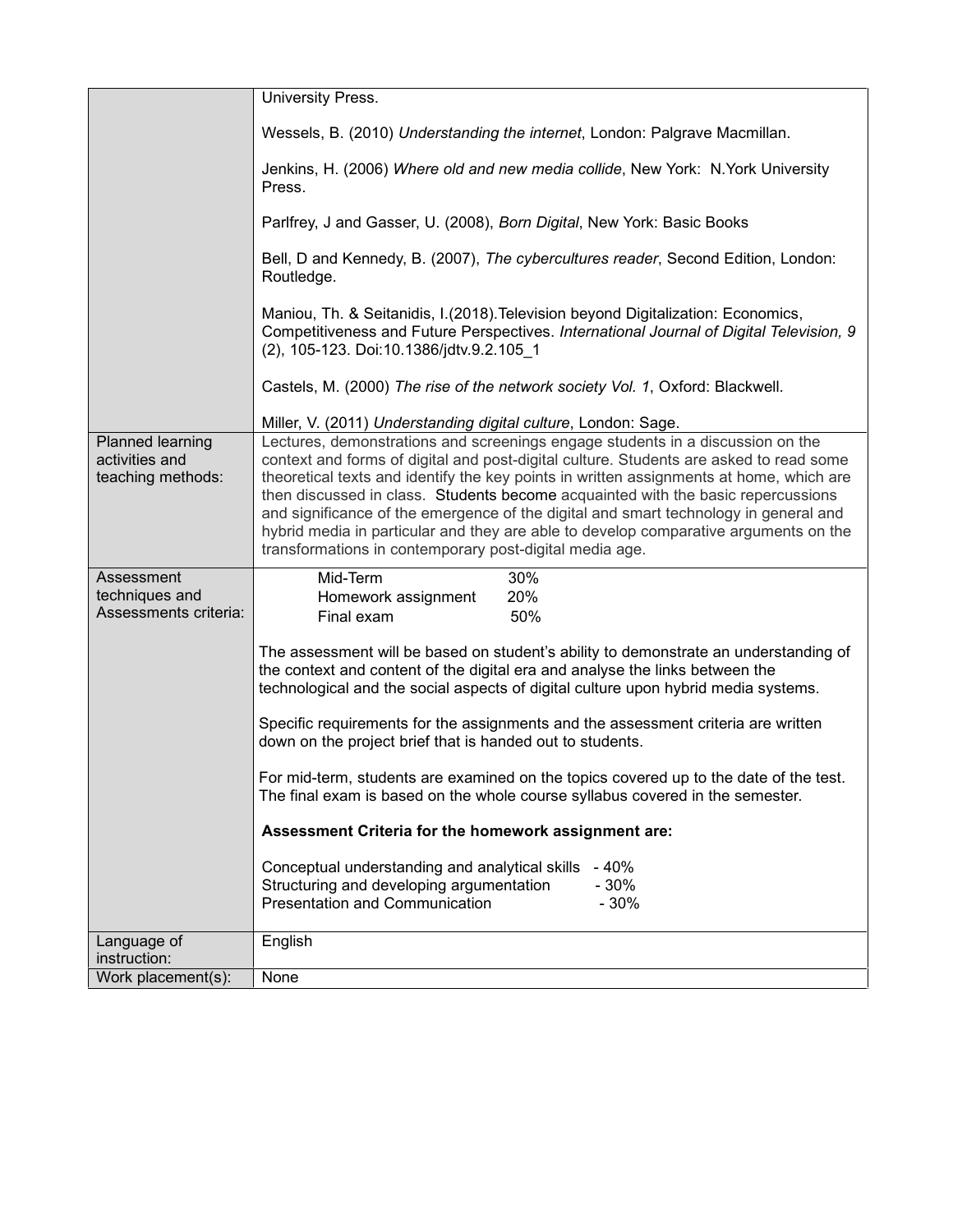| | |
|---|---|
| | University Press.<br><br>Wessels, B. (2010) *Understanding the internet*, London: Palgrave Macmillan.<br><br>Jenkins, H. (2006) *Where old and new media collide*, New York: N.York University Press.<br><br>Parlfrey, J and Gasser, U. (2008), *Born Digital*, New York: Basic Books<br><br>Bell, D and Kennedy, B. (2007), *The cybercultures reader*, Second Edition, London: Routledge.<br><br>Maniou, Th. & Seitanidis, I.(2018).Television beyond Digitalization: Economics, Competitiveness and Future Perspectives. *International Journal of Digital Television, 9* (2), 105-123. Doi:10.1386/jdtv.9.2.105_1<br><br>Castels, M. (2000) *The rise of the network society Vol. 1*, Oxford: Blackwell.<br><br>Miller, V. (2011) *Understanding digital culture*, London: Sage. |
| Planned learning activities and teaching methods: | Lectures, demonstrations and screenings engage students in a discussion on the context and forms of digital and post-digital culture. Students are asked to read some theoretical texts and identify the key points in written assignments at home, which are then discussed in class. Students become acquainted with the basic repercussions and significance of the emergence of the digital and smart technology in general and hybrid media in particular and they are able to develop comparative arguments on the transformations in contemporary post-digital media age. |
| Assessment techniques and Assessments criteria: | Mid-Term 30%<br>Homework assignment 20%<br>Final exam 50%<br><br>The assessment will be based on student's ability to demonstrate an understanding of the context and content of the digital era and analyse the links between the technological and the social aspects of digital culture upon hybrid media systems.<br><br>Specific requirements for the assignments and the assessment criteria are written down on the project brief that is handed out to students.<br><br>For mid-term, students are examined on the topics covered up to the date of the test. The final exam is based on the whole course syllabus covered in the semester.<br><br>**Assessment Criteria for the homework assignment are:**<br><br>Conceptual understanding and analytical skills - 40%<br>Structuring and developing argumentation - 30%<br>Presentation and Communication - 30% |
| Language of instruction: | English |
| Work placement(s): | None |